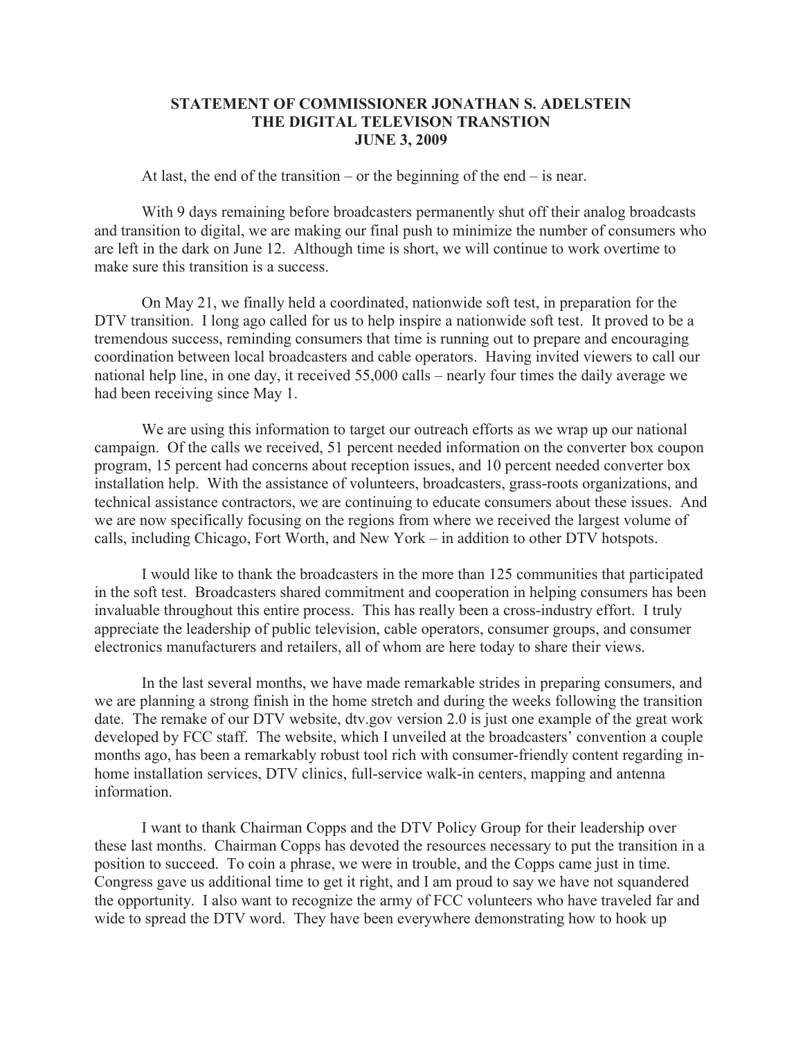**STATEMENT OF COMMISSIONER JONATHAN S. ADELSTEIN**
**THE DIGITAL TELEVISON TRANSTION**
**JUNE 3, 2009**

At last, the end of the transition – or the beginning of the end – is near.

With 9 days remaining before broadcasters permanently shut off their analog broadcasts and transition to digital, we are making our final push to minimize the number of consumers who are left in the dark on June 12. Although time is short, we will continue to work overtime to make sure this transition is a success.

On May 21, we finally held a coordinated, nationwide soft test, in preparation for the DTV transition. I long ago called for us to help inspire a nationwide soft test. It proved to be a tremendous success, reminding consumers that time is running out to prepare and encouraging coordination between local broadcasters and cable operators. Having invited viewers to call our national help line, in one day, it received 55,000 calls – nearly four times the daily average we had been receiving since May 1.

We are using this information to target our outreach efforts as we wrap up our national campaign. Of the calls we received, 51 percent needed information on the converter box coupon program, 15 percent had concerns about reception issues, and 10 percent needed converter box installation help. With the assistance of volunteers, broadcasters, grass-roots organizations, and technical assistance contractors, we are continuing to educate consumers about these issues. And we are now specifically focusing on the regions from where we received the largest volume of calls, including Chicago, Fort Worth, and New York – in addition to other DTV hotspots.

I would like to thank the broadcasters in the more than 125 communities that participated in the soft test. Broadcasters shared commitment and cooperation in helping consumers has been invaluable throughout this entire process. This has really been a cross-industry effort. I truly appreciate the leadership of public television, cable operators, consumer groups, and consumer electronics manufacturers and retailers, all of whom are here today to share their views.

In the last several months, we have made remarkable strides in preparing consumers, and we are planning a strong finish in the home stretch and during the weeks following the transition date. The remake of our DTV website, dtv.gov version 2.0 is just one example of the great work developed by FCC staff. The website, which I unveiled at the broadcasters' convention a couple months ago, has been a remarkably robust tool rich with consumer-friendly content regarding in-home installation services, DTV clinics, full-service walk-in centers, mapping and antenna information.

I want to thank Chairman Copps and the DTV Policy Group for their leadership over these last months. Chairman Copps has devoted the resources necessary to put the transition in a position to succeed. To coin a phrase, we were in trouble, and the Copps came just in time. Congress gave us additional time to get it right, and I am proud to say we have not squandered the opportunity. I also want to recognize the army of FCC volunteers who have traveled far and wide to spread the DTV word. They have been everywhere demonstrating how to hook up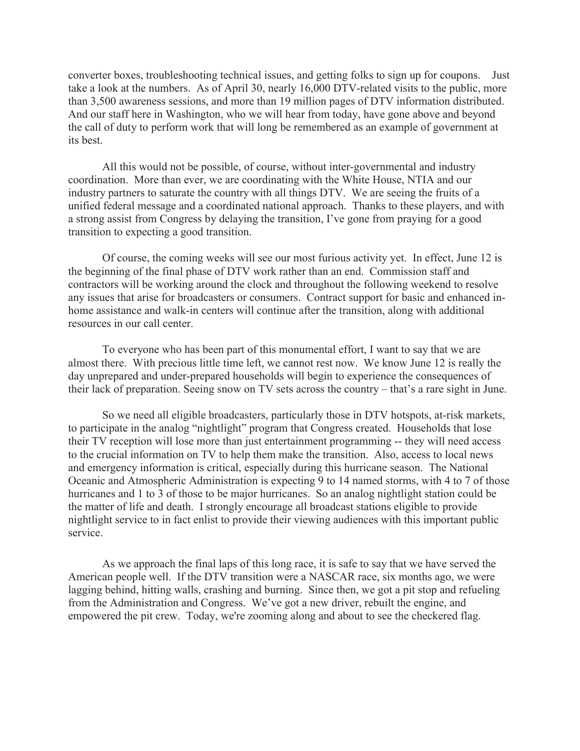converter boxes, troubleshooting technical issues, and getting folks to sign up for coupons. Just take a look at the numbers. As of April 30, nearly 16,000 DTV-related visits to the public, more than 3,500 awareness sessions, and more than 19 million pages of DTV information distributed. And our staff here in Washington, who we will hear from today, have gone above and beyond the call of duty to perform work that will long be remembered as an example of government at its best.

All this would not be possible, of course, without inter-governmental and industry coordination. More than ever, we are coordinating with the White House, NTIA and our industry partners to saturate the country with all things DTV. We are seeing the fruits of a unified federal message and a coordinated national approach. Thanks to these players, and with a strong assist from Congress by delaying the transition, I've gone from praying for a good transition to expecting a good transition.

Of course, the coming weeks will see our most furious activity yet. In effect, June 12 is the beginning of the final phase of DTV work rather than an end. Commission staff and contractors will be working around the clock and throughout the following weekend to resolve any issues that arise for broadcasters or consumers. Contract support for basic and enhanced in-home assistance and walk-in centers will continue after the transition, along with additional resources in our call center.

To everyone who has been part of this monumental effort, I want to say that we are almost there. With precious little time left, we cannot rest now. We know June 12 is really the day unprepared and under-prepared households will begin to experience the consequences of their lack of preparation. Seeing snow on TV sets across the country – that's a rare sight in June.

So we need all eligible broadcasters, particularly those in DTV hotspots, at-risk markets, to participate in the analog "nightlight" program that Congress created. Households that lose their TV reception will lose more than just entertainment programming -- they will need access to the crucial information on TV to help them make the transition. Also, access to local news and emergency information is critical, especially during this hurricane season. The National Oceanic and Atmospheric Administration is expecting 9 to 14 named storms, with 4 to 7 of those hurricanes and 1 to 3 of those to be major hurricanes. So an analog nightlight station could be the matter of life and death. I strongly encourage all broadcast stations eligible to provide nightlight service to in fact enlist to provide their viewing audiences with this important public service.

As we approach the final laps of this long race, it is safe to say that we have served the American people well. If the DTV transition were a NASCAR race, six months ago, we were lagging behind, hitting walls, crashing and burning. Since then, we got a pit stop and refueling from the Administration and Congress. We've got a new driver, rebuilt the engine, and empowered the pit crew. Today, we're zooming along and about to see the checkered flag.